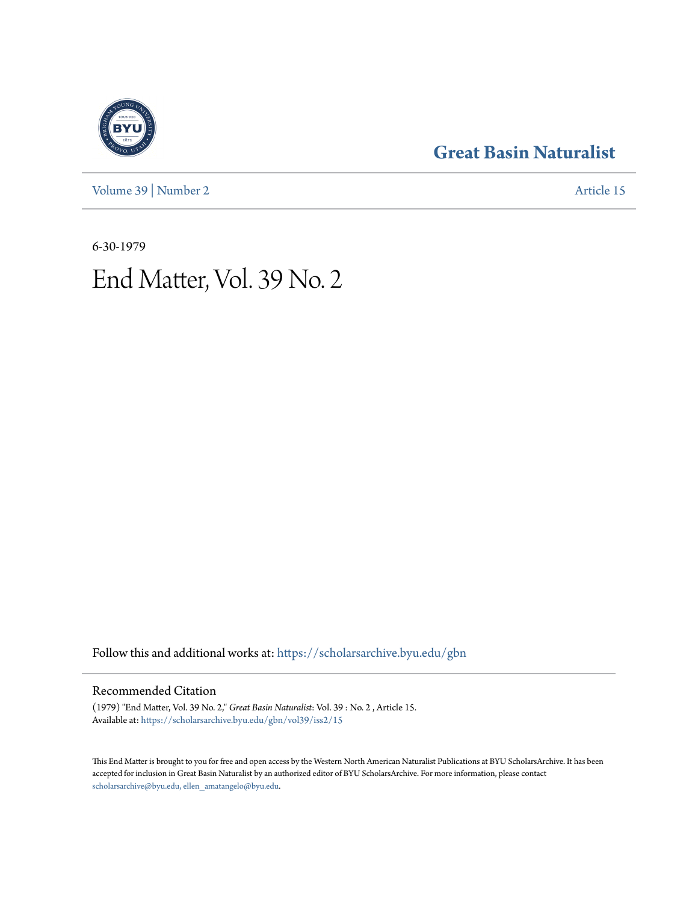# Great Basin Naturalist

Volume 39 | Number 2

Article 15

6-30-1979

# End Matter, Vol. 39 No. 2

Follow this and additional works at: https://scholarsarchive.byu.edu/gbn

## Recommended Citation

(1979) "End Matter, Vol. 39 No. 2," *Great Basin Naturalist*: Vol. 39 : No. 2 , Article 15.
Available at: https://scholarsarchive.byu.edu/gbn/vol39/iss2/15

This End Matter is brought to you for free and open access by the Western North American Naturalist Publications at BYU ScholarsArchive. It has been accepted for inclusion in Great Basin Naturalist by an authorized editor of BYU ScholarsArchive. For more information, please contact scholarsarchive@byu.edu, ellen_amatangelo@byu.edu.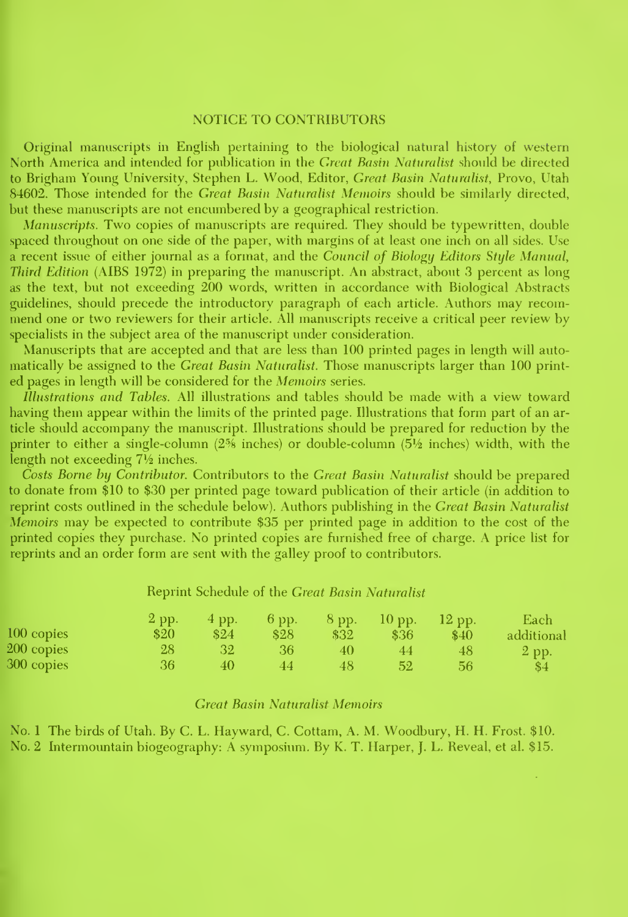# NOTICE TO CONTRIBUTORS

Original manuscripts in English pertaining to the biological natural history of western North America and intended for publication in the *Great Basin Naturalist* should be directed to Brigham Young University, Stephen L. Wood, Editor, *Great Basin Naturalist*, Provo, Utah 84602. Those intended for the *Great Basin Naturalist Memoirs* should be similarly directed, but these manuscripts are not encumbered by a geographical restriction.

*Manuscripts.* Two copies of manuscripts are required. They should be typewritten, double spaced throughout on one side of the paper, with margins of at least one inch on all sides. Use a recent issue of either journal as a format, and the *Council of Biology Editors Style Manual, Third Edition* (AIBS 1972) in preparing the manuscript. An abstract, about 3 percent as long as the text, but not exceeding 200 words, written in accordance with Biological Abstracts guidelines, should precede the introductory paragraph of each article. Authors may recommend one or two reviewers for their article. All manuscripts receive a critical peer review by specialists in the subject area of the manuscript under consideration.

Manuscripts that are accepted and that are less than 100 printed pages in length will automatically be assigned to the *Great Basin Naturalist.* Those manuscripts larger than 100 printed pages in length will be considered for the *Memoirs* series.

*Illustrations and Tables.* All illustrations and tables should be made with a view toward having them appear within the limits of the printed page. Illustrations that form part of an article should accompany the manuscript. Illustrations should be prepared for reduction by the printer to either a single-column (2⅝ inches) or double-column (5½ inches) width, with the length not exceeding 7½ inches.

*Costs Borne by Contributor.* Contributors to the *Great Basin Naturalist* should be prepared to donate from $10 to $30 per printed page toward publication of their article (in addition to reprint costs outlined in the schedule below). Authors publishing in the *Great Basin Naturalist Memoirs* may be expected to contribute $35 per printed page in addition to the cost of the printed copies they purchase. No printed copies are furnished free of charge. A price list for reprints and an order form are sent with the galley proof to contributors.

Reprint Schedule of the *Great Basin Naturalist*

| | 2 pp. | 4 pp. | 6 pp. | 8 pp. | 10 pp. | 12 pp. | Each additional 2 pp. |
|---|---|---|---|---|---|---|---|
| 100 copies | $20 | $24 | $28 | $32 | $36 | $40 | $4 |
| 200 copies | 28 | 32 | 36 | 40 | 44 | 48 | |
| 300 copies | 36 | 40 | 44 | 48 | 52 | 56 | |

## *Great Basin Naturalist Memoirs*

No. 1 The birds of Utah. By C. L. Hayward, C. Cottam, A. M. Woodbury, H. H. Frost. $10.

No. 2 Intermountain biogeography: A symposium. By K. T. Harper, J. L. Reveal, et al. $15.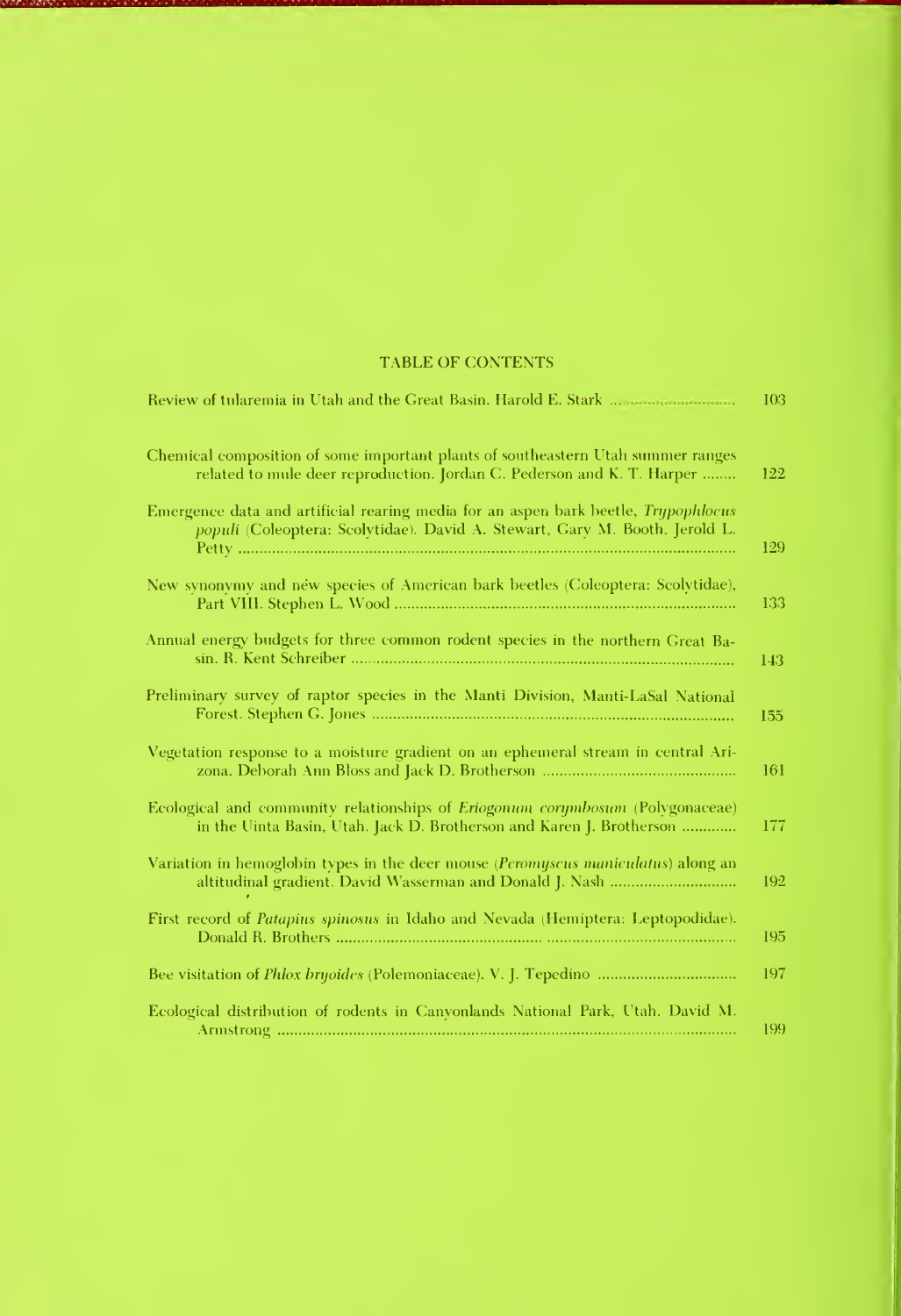# TABLE OF CONTENTS

| | |
|---|---|
| Review of tularemia in Utah and the Great Basin. Harold E. Stark | 103 |
| Chemical composition of some important plants of southeastern Utah summer ranges related to mule deer reproduction. Jordan C. Pederson and K. T. Harper | 122 |
| Emergence data and artificial rearing media for an aspen bark beetle, *Trypophloeus populi* (Coleoptera: Scolytidae). David A. Stewart, Gary M. Booth, Jerold L. Petty | 129 |
| New synonymy and new species of American bark beetles (Coleoptera: Scolytidae), Part VIII. Stephen L. Wood | 133 |
| Annual energy budgets for three common rodent species in the northern Great Basin. R. Kent Schreiber | 143 |
| Preliminary survey of raptor species in the Manti Division, Manti-LaSal National Forest. Stephen G. Jones | 155 |
| Vegetation response to a moisture gradient on an ephemeral stream in central Arizona. Deborah Ann Bloss and Jack D. Brotherson | 161 |
| Ecological and community relationships of *Eriogonum corymbosum* (Polygonaceae) in the Uinta Basin, Utah. Jack D. Brotherson and Karen J. Brotherson | 177 |
| Variation in hemoglobin types in the deer mouse (*Peromyscus maniculatus*) along an altitudinal gradient. David Wasserman and Donald J. Nash | 192 |
| First record of *Patapius spinosus* in Idaho and Nevada (Hemiptera: Leptopodidae). Donald R. Brothers | 195 |
| Bee visitation of *Phlox bryoides* (Polemoniaceae). V. J. Tepedino | 197 |
| Ecological distribution of rodents in Canyonlands National Park, Utah. David M. Armstrong | 199 |